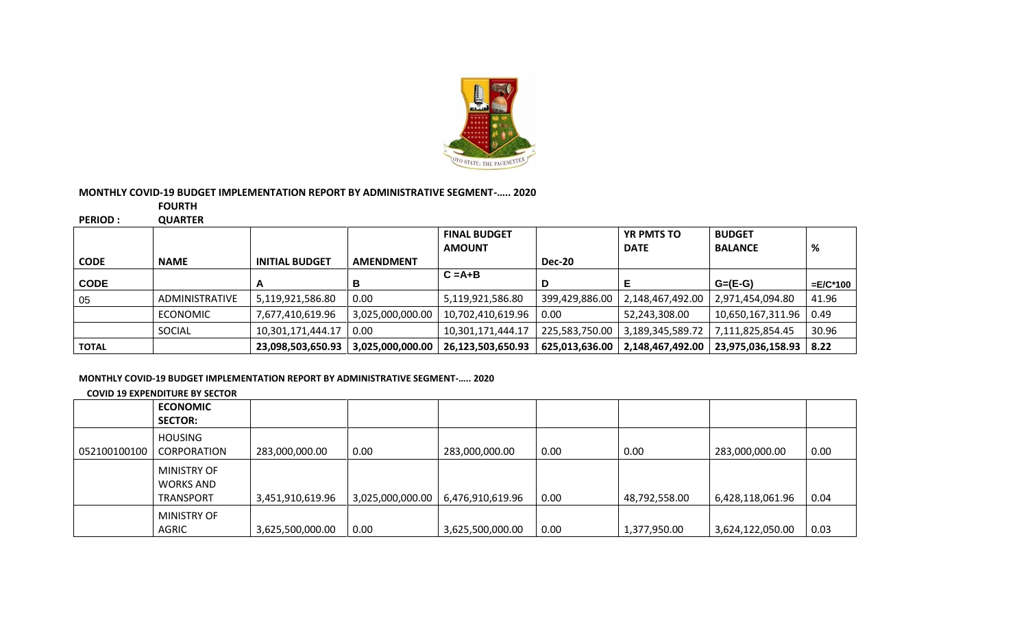**MONTHLY COVID-19 BUDGET IMPLEMENTATION REPORT BY ADMINISTRATIVE SEGMENT-….. 2020**

**PERIOD : FOURTH QUARTER**

| CODE | NAME | INITIAL BUDGET | AMENDMENT | FINAL BUDGET AMOUNT | Dec-20 | YR PMTS TO DATE | BUDGET BALANCE | % |
|---|---|---|---|---|---|---|---|---|
| CODE | | A | B | C =A+B | D | E | G=(E-G) | =E/C*100 |
| 05 | ADMINISTRATIVE | 5,119,921,586.80 | 0.00 | 5,119,921,586.80 | 399,429,886.00 | 2,148,467,492.00 | 2,971,454,094.80 | 41.96 |
| | ECONOMIC | 7,677,410,619.96 | 3,025,000,000.00 | 10,702,410,619.96 | 0.00 | 52,243,308.00 | 10,650,167,311.96 | 0.49 |
| | SOCIAL | 10,301,171,444.17 | 0.00 | 10,301,171,444.17 | 225,583,750.00 | 3,189,345,589.72 | 7,111,825,854.45 | 30.96 |
| TOTAL | | 23,098,503,650.93 | 3,025,000,000.00 | 26,123,503,650.93 | 625,013,636.00 | 2,148,467,492.00 | 23,975,036,158.93 | 8.22 |

**MONTHLY COVID-19 BUDGET IMPLEMENTATION REPORT BY ADMINISTRATIVE SEGMENT-….. 2020**

**COVID 19 EXPENDITURE BY SECTOR**

| | ECONOMIC SECTOR: | | | | | | | |
|---|---|---|---|---|---|---|---|---|
| 052100100100 | HOUSING CORPORATION | 283,000,000.00 | 0.00 | 283,000,000.00 | 0.00 | 0.00 | 283,000,000.00 | 0.00 |
| | MINISTRY OF WORKS AND TRANSPORT | 3,451,910,619.96 | 3,025,000,000.00 | 6,476,910,619.96 | 0.00 | 48,792,558.00 | 6,428,118,061.96 | 0.04 |
| | MINISTRY OF AGRIC | 3,625,500,000.00 | 0.00 | 3,625,500,000.00 | 0.00 | 1,377,950.00 | 3,624,122,050.00 | 0.03 |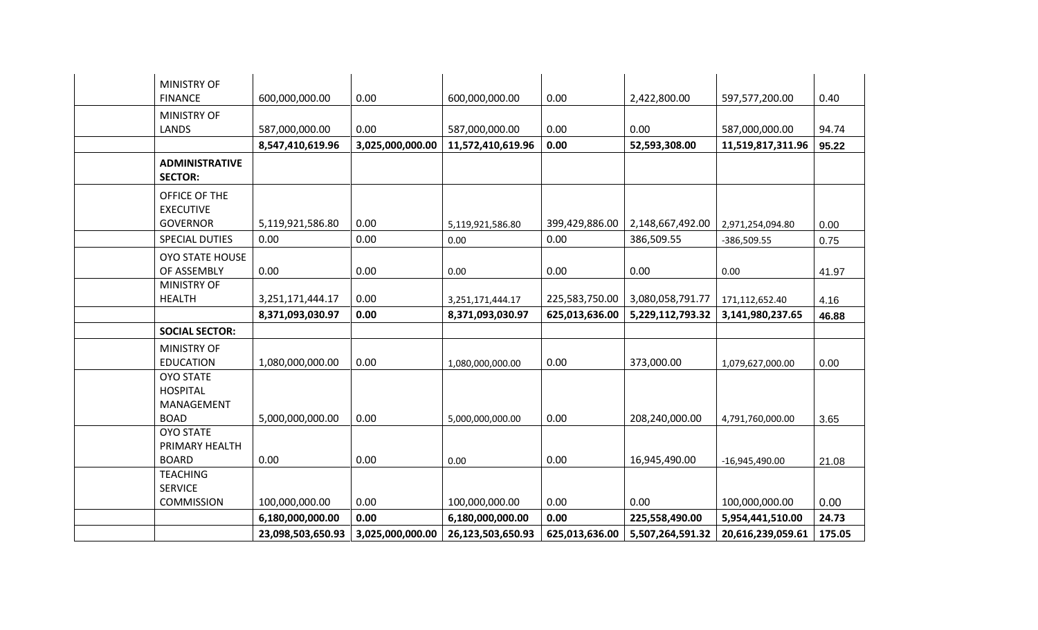| | | | | | | | | |
|---|---|---|---|---|---|---|---|---|
| | MINISTRY OF FINANCE | 600,000,000.00 | 0.00 | 600,000,000.00 | 0.00 | 2,422,800.00 | 597,577,200.00 | 0.40 |
| | MINISTRY OF LANDS | 587,000,000.00 | 0.00 | 587,000,000.00 | 0.00 | 0.00 | 587,000,000.00 | 94.74 |
| | | **8,547,410,619.96** | **3,025,000,000.00** | **11,572,410,619.96** | **0.00** | **52,593,308.00** | **11,519,817,311.96** | **95.22** |
| | **ADMINISTRATIVE SECTOR:** | | | | | | | |
| | OFFICE OF THE EXECUTIVE GOVERNOR | 5,119,921,586.80 | 0.00 | 5,119,921,586.80 | 399,429,886.00 | 2,148,667,492.00 | 2,971,254,094.80 | 0.00 |
| | SPECIAL DUTIES | 0.00 | 0.00 | 0.00 | 0.00 | 386,509.55 | -386,509.55 | 0.75 |
| | OYO STATE HOUSE OF ASSEMBLY | 0.00 | 0.00 | 0.00 | 0.00 | 0.00 | 0.00 | 41.97 |
| | MINISTRY OF HEALTH | 3,251,171,444.17 | 0.00 | 3,251,171,444.17 | 225,583,750.00 | 3,080,058,791.77 | 171,112,652.40 | 4.16 |
| | | **8,371,093,030.97** | **0.00** | **8,371,093,030.97** | **625,013,636.00** | **5,229,112,793.32** | **3,141,980,237.65** | **46.88** |
| | **SOCIAL SECTOR:** | | | | | | | |
| | MINISTRY OF EDUCATION | 1,080,000,000.00 | 0.00 | 1,080,000,000.00 | 0.00 | 373,000.00 | 1,079,627,000.00 | 0.00 |
| | OYO STATE HOSPITAL MANAGEMENT BOAD | 5,000,000,000.00 | 0.00 | 5,000,000,000.00 | 0.00 | 208,240,000.00 | 4,791,760,000.00 | 3.65 |
| | OYO STATE PRIMARY HEALTH BOARD | 0.00 | 0.00 | 0.00 | 0.00 | 16,945,490.00 | -16,945,490.00 | 21.08 |
| | TEACHING SERVICE COMMISSION | 100,000,000.00 | 0.00 | 100,000,000.00 | 0.00 | 0.00 | 100,000,000.00 | 0.00 |
| | | **6,180,000,000.00** | **0.00** | **6,180,000,000.00** | **0.00** | **225,558,490.00** | **5,954,441,510.00** | **24.73** |
| | | **23,098,503,650.93** | **3,025,000,000.00** | **26,123,503,650.93** | **625,013,636.00** | **5,507,264,591.32** | **20,616,239,059.61** | **175.05** |